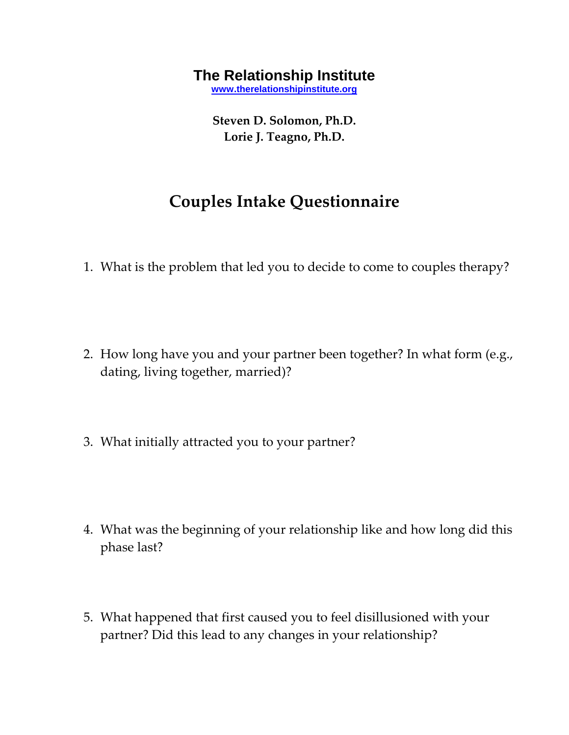# The Relationship Institute

www.therelationshipinstitute.org

**Steven D. Solomon, Ph.D.**
**Lorie J. Teagno, Ph.D.**

## Couples Intake Questionnaire

1. What is the problem that led you to decide to come to couples therapy?

2. How long have you and your partner been together? In what form (e.g., dating, living together, married)?

3. What initially attracted you to your partner?

4. What was the beginning of your relationship like and how long did this phase last?

5. What happened that first caused you to feel disillusioned with your partner? Did this lead to any changes in your relationship?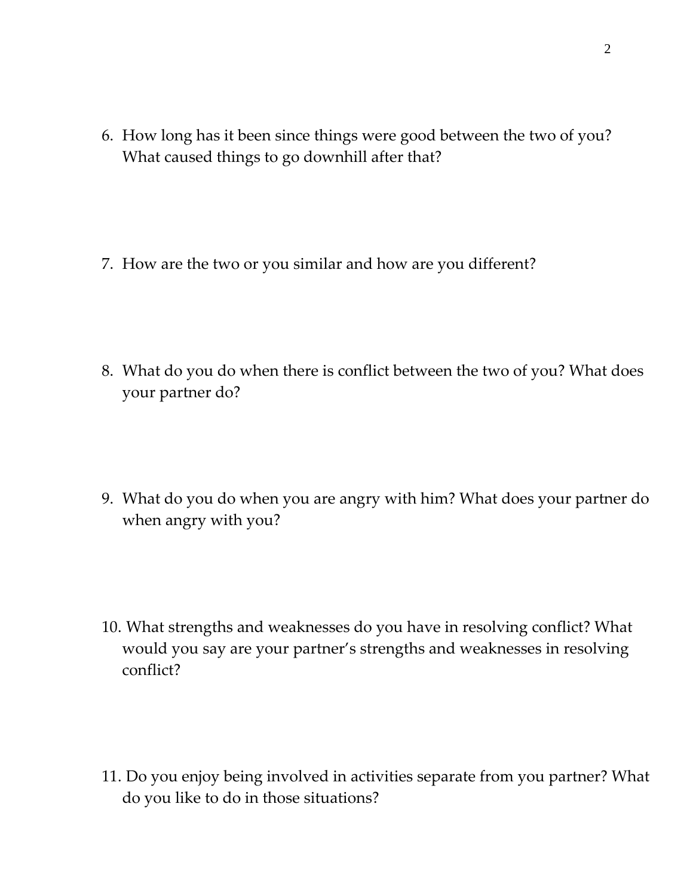6. How long has it been since things were good between the two of you? What caused things to go downhill after that?

7. How are the two or you similar and how are you different?

8. What do you do when there is conflict between the two of you? What does your partner do?

9. What do you do when you are angry with him? What does your partner do when angry with you?

10. What strengths and weaknesses do you have in resolving conflict? What would you say are your partner's strengths and weaknesses in resolving conflict?

11. Do you enjoy being involved in activities separate from you partner? What do you like to do in those situations?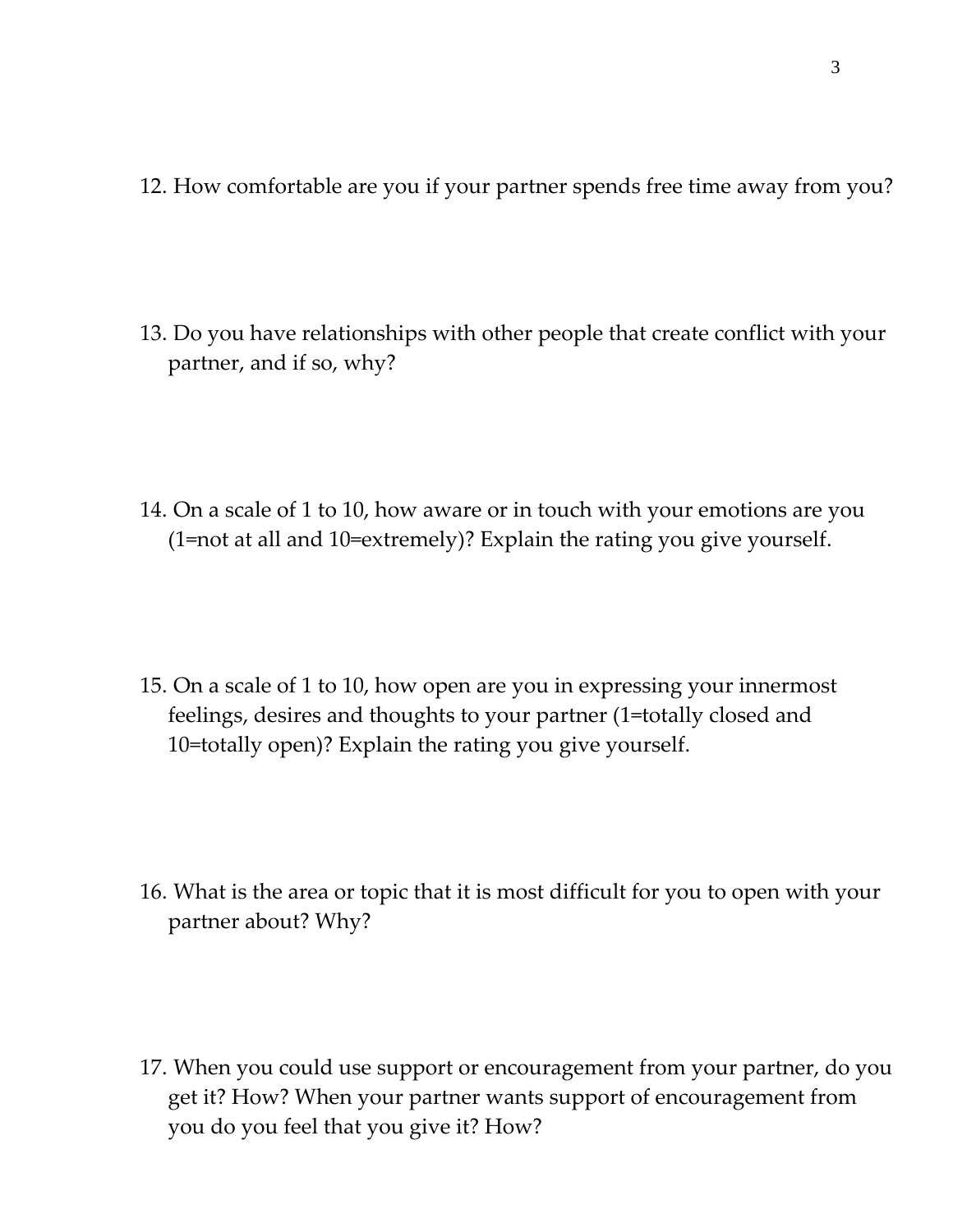12. How comfortable are you if your partner spends free time away from you?

13. Do you have relationships with other people that create conflict with your partner, and if so, why?

14. On a scale of 1 to 10, how aware or in touch with your emotions are you (1=not at all and 10=extremely)? Explain the rating you give yourself.

15. On a scale of 1 to 10, how open are you in expressing your innermost feelings, desires and thoughts to your partner (1=totally closed and 10=totally open)? Explain the rating you give yourself.

16. What is the area or topic that it is most difficult for you to open with your partner about? Why?

17. When you could use support or encouragement from your partner, do you get it? How? When your partner wants support of encouragement from you do you feel that you give it? How?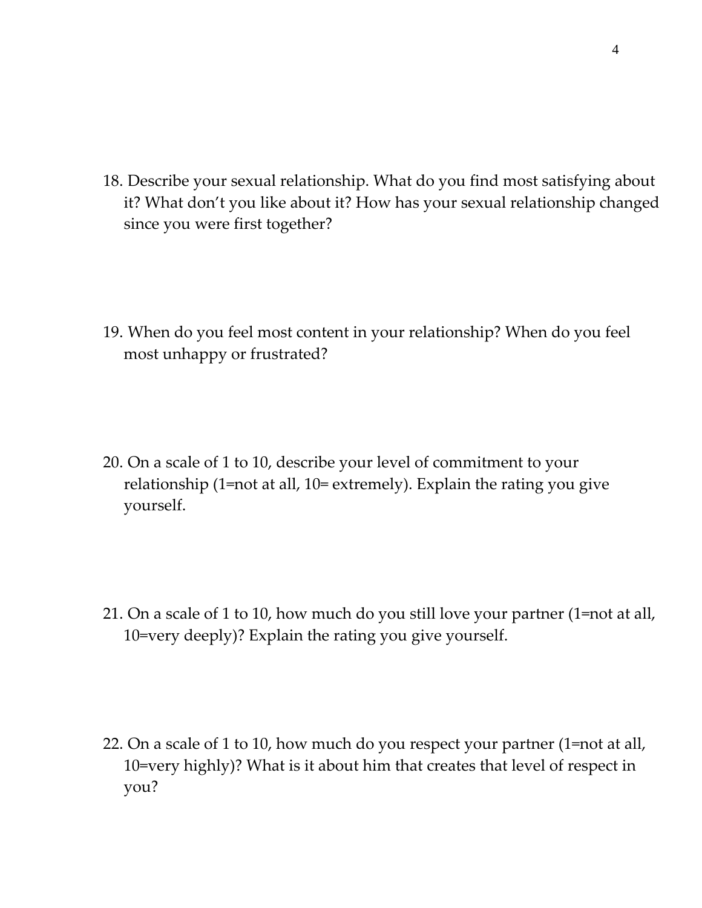18. Describe your sexual relationship. What do you find most satisfying about it? What don't you like about it? How has your sexual relationship changed since you were first together?

19. When do you feel most content in your relationship? When do you feel most unhappy or frustrated?

20. On a scale of 1 to 10, describe your level of commitment to your relationship (1=not at all, 10= extremely). Explain the rating you give yourself.

21. On a scale of 1 to 10, how much do you still love your partner (1=not at all, 10=very deeply)? Explain the rating you give yourself.

22. On a scale of 1 to 10, how much do you respect your partner (1=not at all, 10=very highly)? What is it about him that creates that level of respect in you?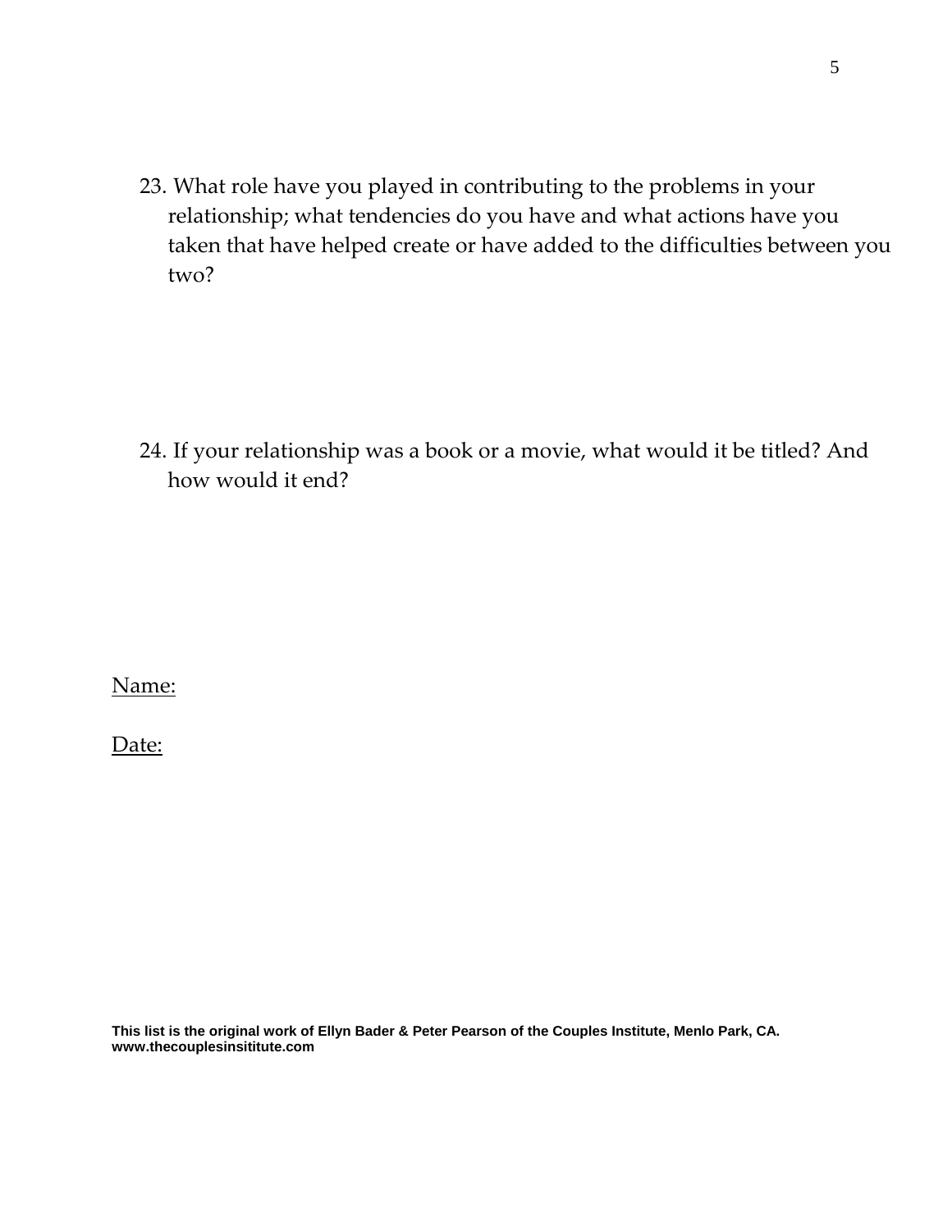23. What role have you played in contributing to the problems in your relationship; what tendencies do you have and what actions have you taken that have helped create or have added to the difficulties between you two?

24. If your relationship was a book or a movie, what would it be titled? And how would it end?

Name:

Date:

**This list is the original work of Ellyn Bader & Peter Pearson of the Couples Institute, Menlo Park, CA. www.thecouplesinsititute.com**